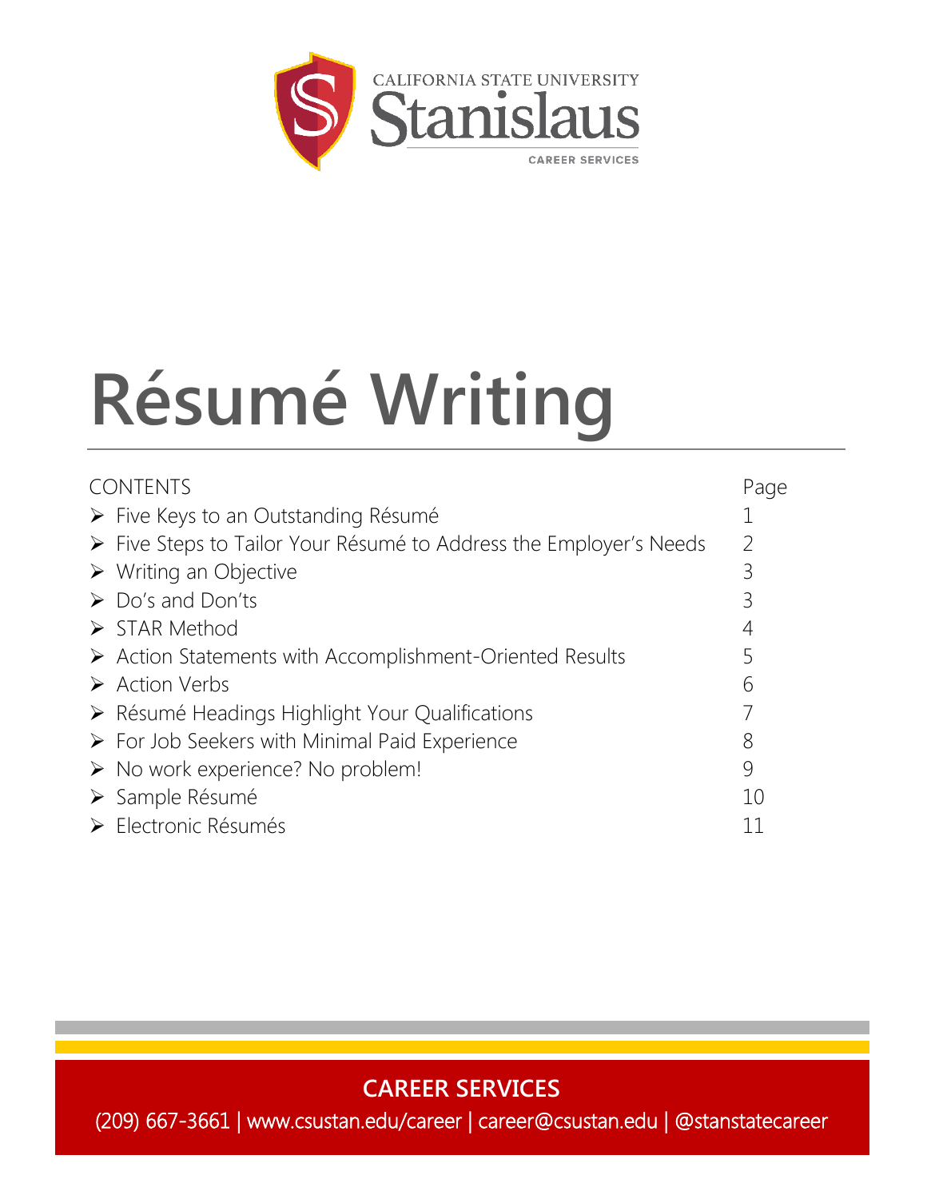CALIFORNIA STATE UNIVERSITY

Stanislaus

CAREER SERVICES

# Résumé Writing

| CONTENTS | Page |
| --- | --- |
| ➢ Five Keys to an Outstanding Résumé | 1 |
| ➢ Five Steps to Tailor Your Résumé to Address the Employer's Needs | 2 |
| ➢ Writing an Objective | 3 |
| ➢ Do's and Don'ts | 3 |
| ➢ STAR Method | 4 |
| ➢ Action Statements with Accomplishment-Oriented Results | 5 |
| ➢ Action Verbs | 6 |
| ➢ Résumé Headings Highlight Your Qualifications | 7 |
| ➢ For Job Seekers with Minimal Paid Experience | 8 |
| ➢ No work experience? No problem! | 9 |
| ➢ Sample Résumé | 10 |
| ➢ Electronic Résumés | 11 |

**CAREER SERVICES**

(209) 667-3661 | www.csustan.edu/career | career@csustan.edu | @stanstatecareer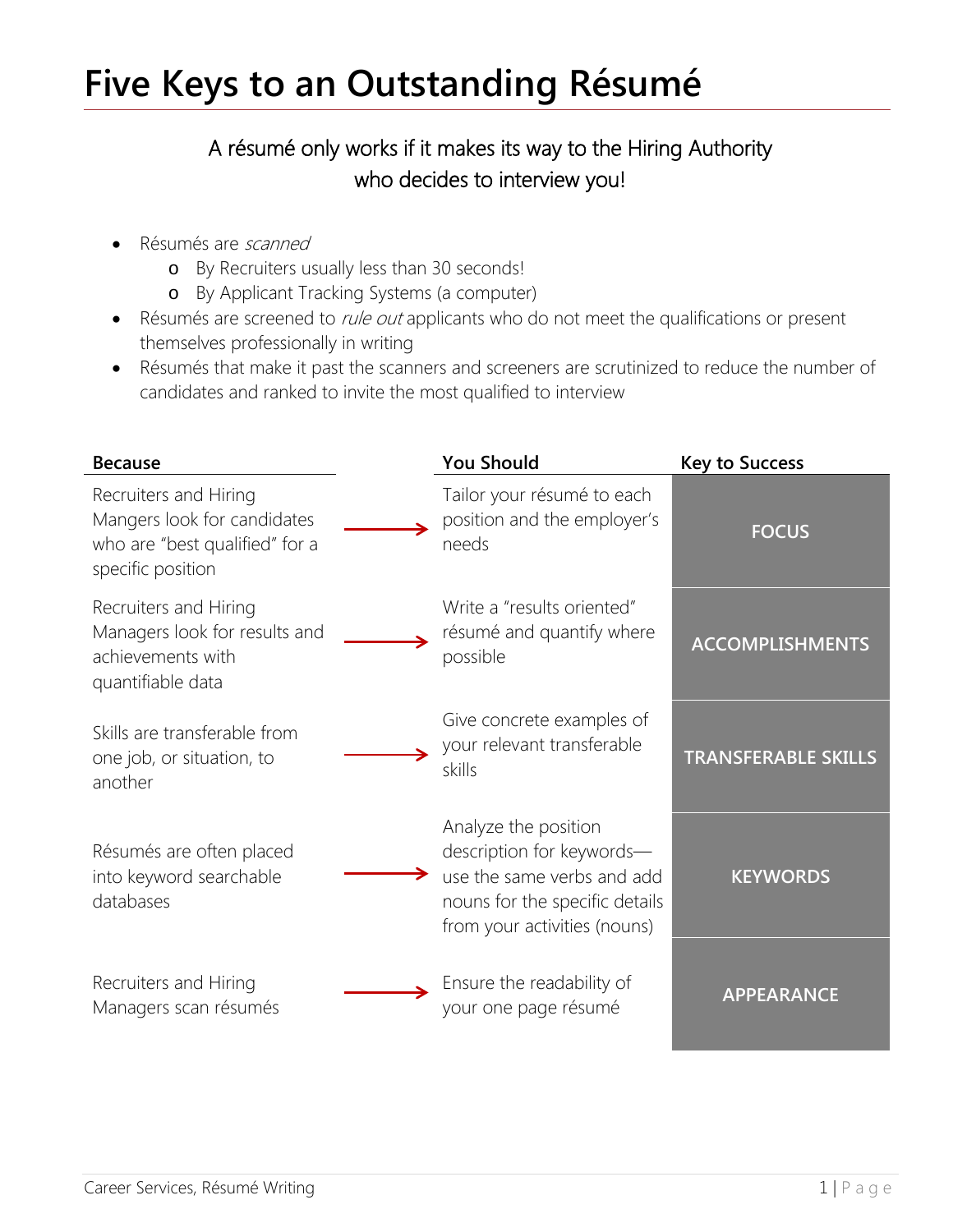# Five Keys to an Outstanding Résumé

A résumé only works if it makes its way to the Hiring Authority who decides to interview you!

- Résumés are *scanned*
  - By Recruiters usually less than 30 seconds!
  - By Applicant Tracking Systems (a computer)
- Résumés are screened to *rule out* applicants who do not meet the qualifications or present themselves professionally in writing
- Résumés that make it past the scanners and screeners are scrutinized to reduce the number of candidates and ranked to invite the most qualified to interview

| Because | | You Should | Key to Success |
|---|---|---|---|
| Recruiters and Hiring Mangers look for candidates who are "best qualified" for a specific position | → | Tailor your résumé to each position and the employer's needs | **FOCUS** |
| Recruiters and Hiring Managers look for results and achievements with quantifiable data | → | Write a "results oriented" résumé and quantify where possible | **ACCOMPLISHMENTS** |
| Skills are transferable from one job, or situation, to another | → | Give concrete examples of your relevant transferable skills | **TRANSFERABLE SKILLS** |
| Résumés are often placed into keyword searchable databases | → | Analyze the position description for keywords—use the same verbs and add nouns for the specific details from your activities (nouns) | **KEYWORDS** |
| Recruiters and Hiring Managers scan résumés | → | Ensure the readability of your one page résumé | **APPEARANCE** |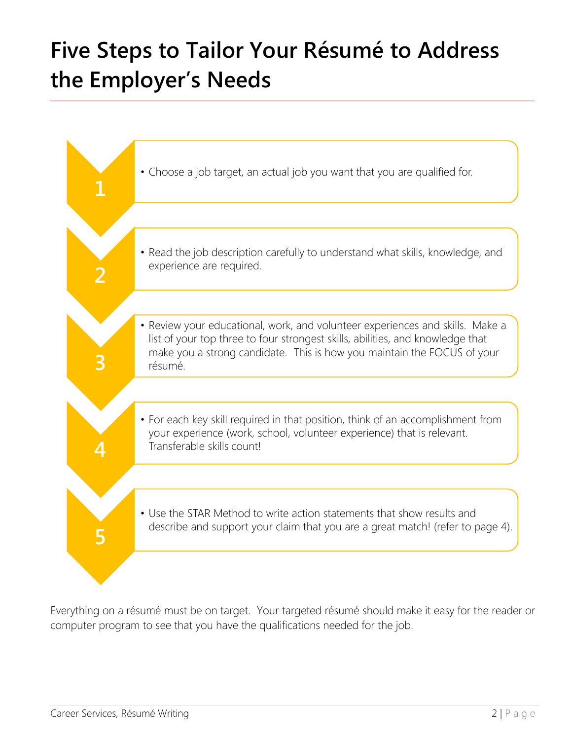# Five Steps to Tailor Your Résumé to Address the Employer's Needs

1. Choose a job target, an actual job you want that you are qualified for.

2. Read the job description carefully to understand what skills, knowledge, and experience are required.

3. Review your educational, work, and volunteer experiences and skills. Make a list of your top three to four strongest skills, abilities, and knowledge that make you a strong candidate. This is how you maintain the FOCUS of your résumé.

4. For each key skill required in that position, think of an accomplishment from your experience (work, school, volunteer experience) that is relevant. Transferable skills count!

5. Use the STAR Method to write action statements that show results and describe and support your claim that you are a great match! (refer to page 4).

Everything on a résumé must be on target. Your targeted résumé should make it easy for the reader or computer program to see that you have the qualifications needed for the job.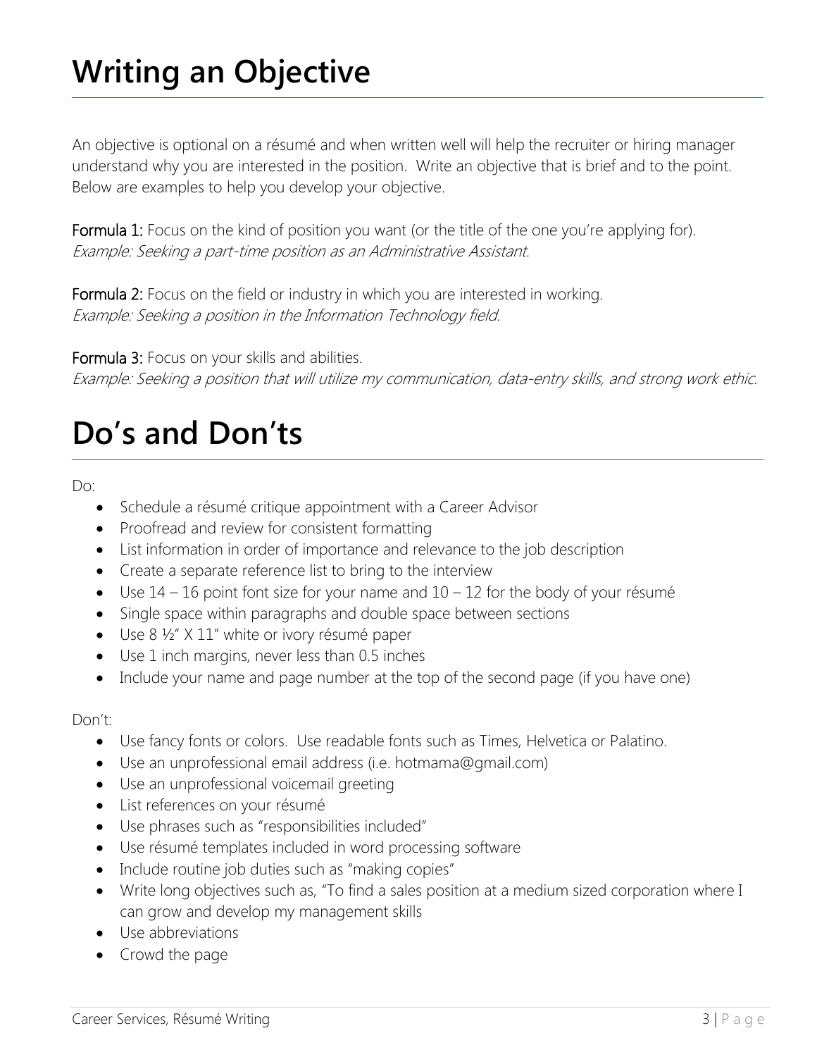# Writing an Objective

An objective is optional on a résumé and when written well will help the recruiter or hiring manager understand why you are interested in the position. Write an objective that is brief and to the point. Below are examples to help you develop your objective.

**Formula 1:** Focus on the kind of position you want (or the title of the one you're applying for).
*Example: Seeking a part-time position as an Administrative Assistant.*

**Formula 2:** Focus on the field or industry in which you are interested in working.
*Example: Seeking a position in the Information Technology field.*

**Formula 3:** Focus on your skills and abilities.
*Example: Seeking a position that will utilize my communication, data-entry skills, and strong work ethic.*

# Do's and Don'ts

Do:

- Schedule a résumé critique appointment with a Career Advisor
- Proofread and review for consistent formatting
- List information in order of importance and relevance to the job description
- Create a separate reference list to bring to the interview
- Use 14 – 16 point font size for your name and 10 – 12 for the body of your résumé
- Single space within paragraphs and double space between sections
- Use 8 ½" X 11" white or ivory résumé paper
- Use 1 inch margins, never less than 0.5 inches
- Include your name and page number at the top of the second page (if you have one)

Don't:

- Use fancy fonts or colors. Use readable fonts such as Times, Helvetica or Palatino.
- Use an unprofessional email address (i.e. hotmama@gmail.com)
- Use an unprofessional voicemail greeting
- List references on your résumé
- Use phrases such as "responsibilities included"
- Use résumé templates included in word processing software
- Include routine job duties such as "making copies"
- Write long objectives such as, "To find a sales position at a medium sized corporation where I can grow and develop my management skills
- Use abbreviations
- Crowd the page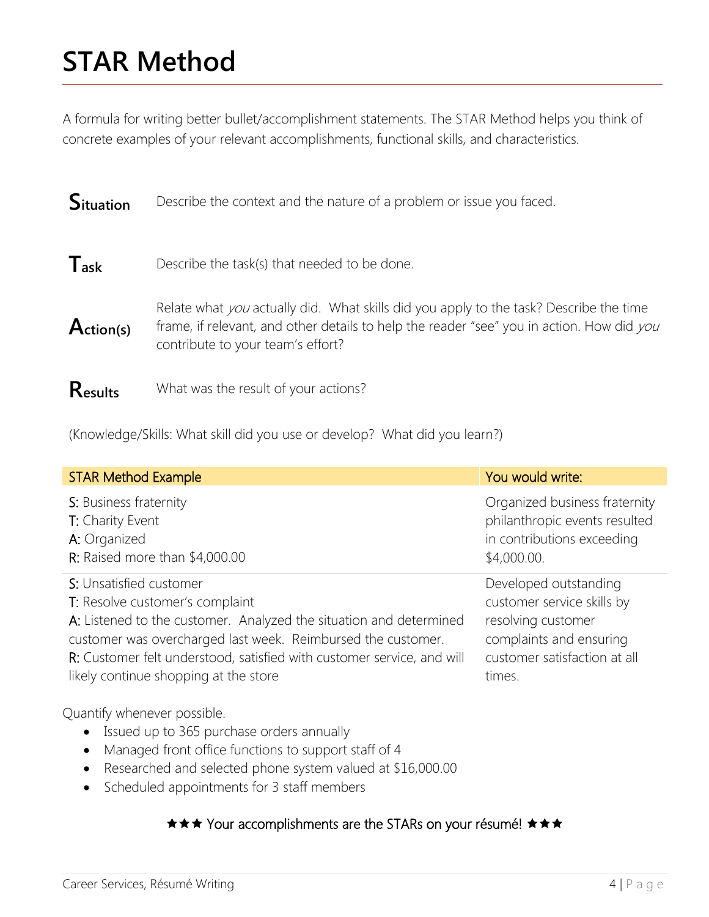# STAR Method

A formula for writing better bullet/accomplishment statements. The STAR Method helps you think of concrete examples of your relevant accomplishments, functional skills, and characteristics.

**Situation** — Describe the context and the nature of a problem or issue you faced.

**Task** — Describe the task(s) that needed to be done.

**Action(s)** — Relate what *you* actually did. What skills did you apply to the task? Describe the time frame, if relevant, and other details to help the reader "see" you in action. How did *you* contribute to your team's effort?

**Results** — What was the result of your actions?

(Knowledge/Skills: What skill did you use or develop? What did you learn?)

| STAR Method Example | You would write: |
|---|---|
| S: Business fraternity<br>T: Charity Event<br>A: Organized<br>R: Raised more than $4,000.00 | Organized business fraternity philanthropic events resulted in contributions exceeding $4,000.00. |
| S: Unsatisfied customer<br>T: Resolve customer's complaint<br>A: Listened to the customer. Analyzed the situation and determined customer was overcharged last week. Reimbursed the customer.<br>R: Customer felt understood, satisfied with customer service, and will likely continue shopping at the store | Developed outstanding customer service skills by resolving customer complaints and ensuring customer satisfaction at all times. |

Quantify whenever possible.

- Issued up to 365 purchase orders annually
- Managed front office functions to support staff of 4
- Researched and selected phone system valued at $16,000.00
- Scheduled appointments for 3 staff members

★★★ Your accomplishments are the STARs on your résumé! ★★★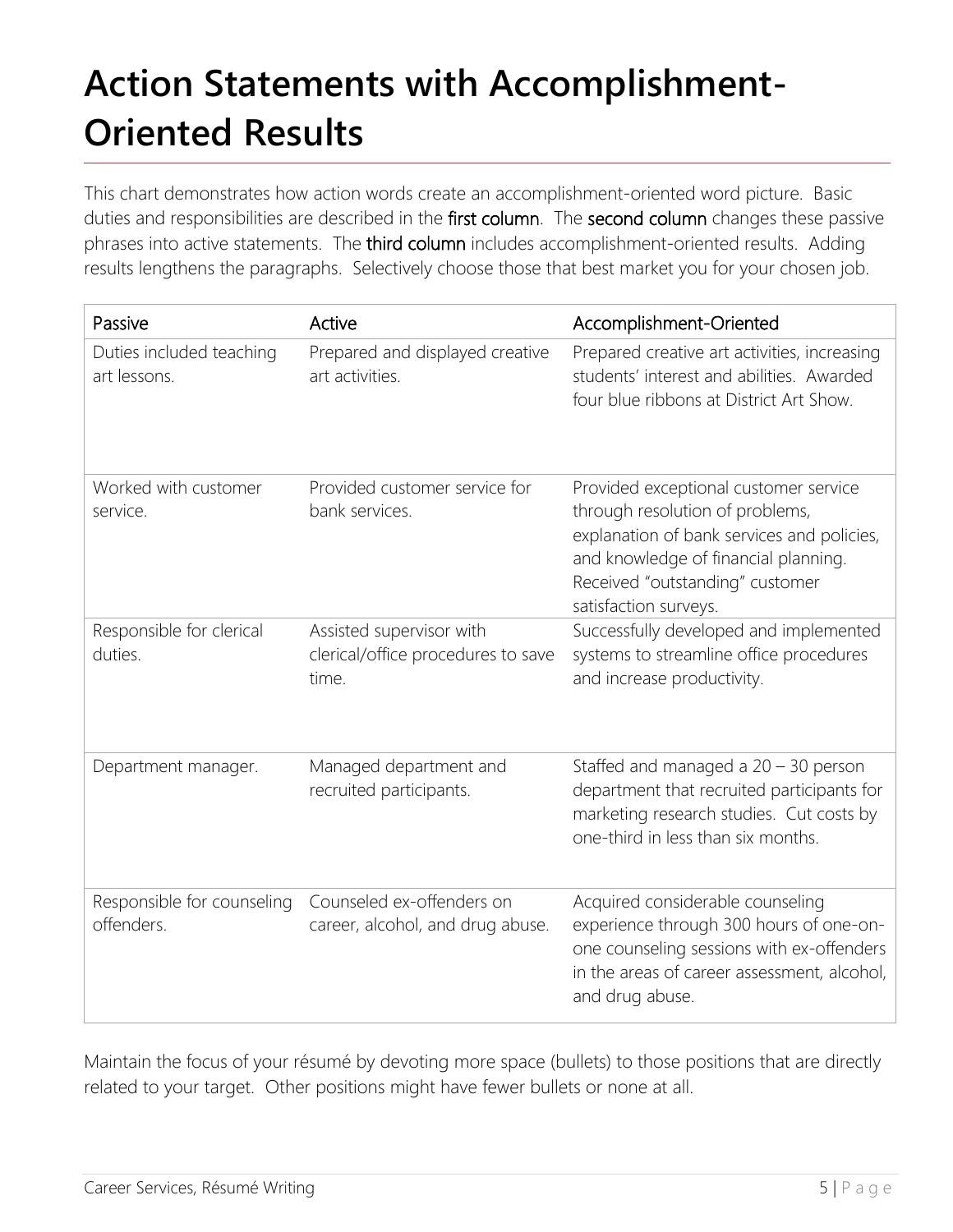# Action Statements with Accomplishment-Oriented Results

This chart demonstrates how action words create an accomplishment-oriented word picture. Basic duties and responsibilities are described in the first column. The second column changes these passive phrases into active statements. The third column includes accomplishment-oriented results. Adding results lengthens the paragraphs. Selectively choose those that best market you for your chosen job.

| Passive | Active | Accomplishment-Oriented |
|---|---|---|
| Duties included teaching art lessons. | Prepared and displayed creative art activities. | Prepared creative art activities, increasing students' interest and abilities. Awarded four blue ribbons at District Art Show. |
| Worked with customer service. | Provided customer service for bank services. | Provided exceptional customer service through resolution of problems, explanation of bank services and policies, and knowledge of financial planning. Received "outstanding" customer satisfaction surveys. |
| Responsible for clerical duties. | Assisted supervisor with clerical/office procedures to save time. | Successfully developed and implemented systems to streamline office procedures and increase productivity. |
| Department manager. | Managed department and recruited participants. | Staffed and managed a 20 – 30 person department that recruited participants for marketing research studies. Cut costs by one-third in less than six months. |
| Responsible for counseling offenders. | Counseled ex-offenders on career, alcohol, and drug abuse. | Acquired considerable counseling experience through 300 hours of one-on-one counseling sessions with ex-offenders in the areas of career assessment, alcohol, and drug abuse. |

Maintain the focus of your résumé by devoting more space (bullets) to those positions that are directly related to your target. Other positions might have fewer bullets or none at all.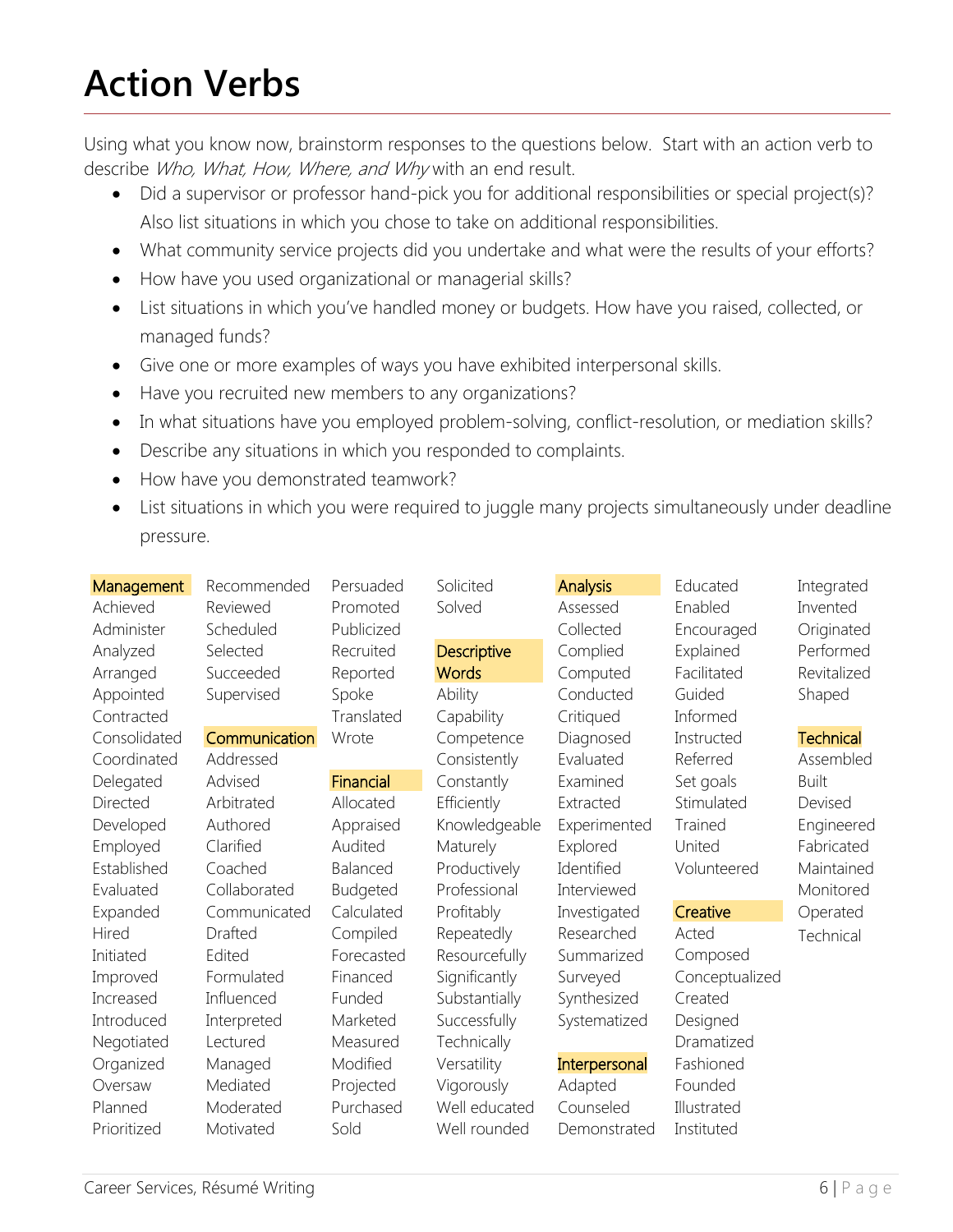# Action Verbs

Using what you know now, brainstorm responses to the questions below. Start with an action verb to describe *Who, What, How, Where, and Why* with an end result.

- Did a supervisor or professor hand-pick you for additional responsibilities or special project(s)? Also list situations in which you chose to take on additional responsibilities.
- What community service projects did you undertake and what were the results of your efforts?
- How have you used organizational or managerial skills?
- List situations in which you've handled money or budgets. How have you raised, collected, or managed funds?
- Give one or more examples of ways you have exhibited interpersonal skills.
- Have you recruited new members to any organizations?
- In what situations have you employed problem-solving, conflict-resolution, or mediation skills?
- Describe any situations in which you responded to complaints.
- How have you demonstrated teamwork?
- List situations in which you were required to juggle many projects simultaneously under deadline pressure.

**Management**
Achieved
Administer
Analyzed
Arranged
Appointed
Contracted
Consolidated
Coordinated
Delegated
Directed
Developed
Employed
Established
Evaluated
Expanded
Hired
Initiated
Improved
Increased
Introduced
Negotiated
Organized
Oversaw
Planned
Prioritized
Recommended
Reviewed
Scheduled
Selected
Succeeded
Supervised

**Communication**
Addressed
Advised
Arbitrated
Authored
Clarified
Coached
Collaborated
Communicated
Drafted
Edited
Formulated
Influenced
Interpreted
Lectured
Managed
Mediated
Moderated
Motivated
Persuaded
Promoted
Publicized
Recruited
Reported
Spoke
Translated
Wrote

**Financial**
Allocated
Appraised
Audited
Balanced
Budgeted
Calculated
Compiled
Forecasted
Financed
Funded
Marketed
Measured
Modified
Projected
Purchased
Sold
Solicited
Solved

**Descriptive Words**
Ability
Capability
Competence
Consistently
Constantly
Efficiently
Knowledgeable
Maturely
Productively
Professional
Profitably
Repeatedly
Resourcefully
Significantly
Substantially
Successfully
Technically
Versatility
Vigorously
Well educated
Well rounded

**Analysis**
Assessed
Collected
Complied
Computed
Conducted
Critiqued
Diagnosed
Evaluated
Examined
Extracted
Experimented
Explored
Identified
Interviewed
Investigated
Researched
Summarized
Surveyed
Synthesized
Systematized

**Interpersonal**
Adapted
Counseled
Demonstrated
Educated
Enabled
Encouraged
Explained
Facilitated
Guided
Informed
Instructed
Referred
Set goals
Stimulated
Trained
United
Volunteered

**Creative**
Acted
Composed
Conceptualized
Created
Designed
Dramatized
Fashioned
Founded
Illustrated
Instituted
Integrated
Invented
Originated
Performed
Revitalized
Shaped

**Technical**
Assembled
Built
Devised
Engineered
Fabricated
Maintained
Monitored
Operated
Technical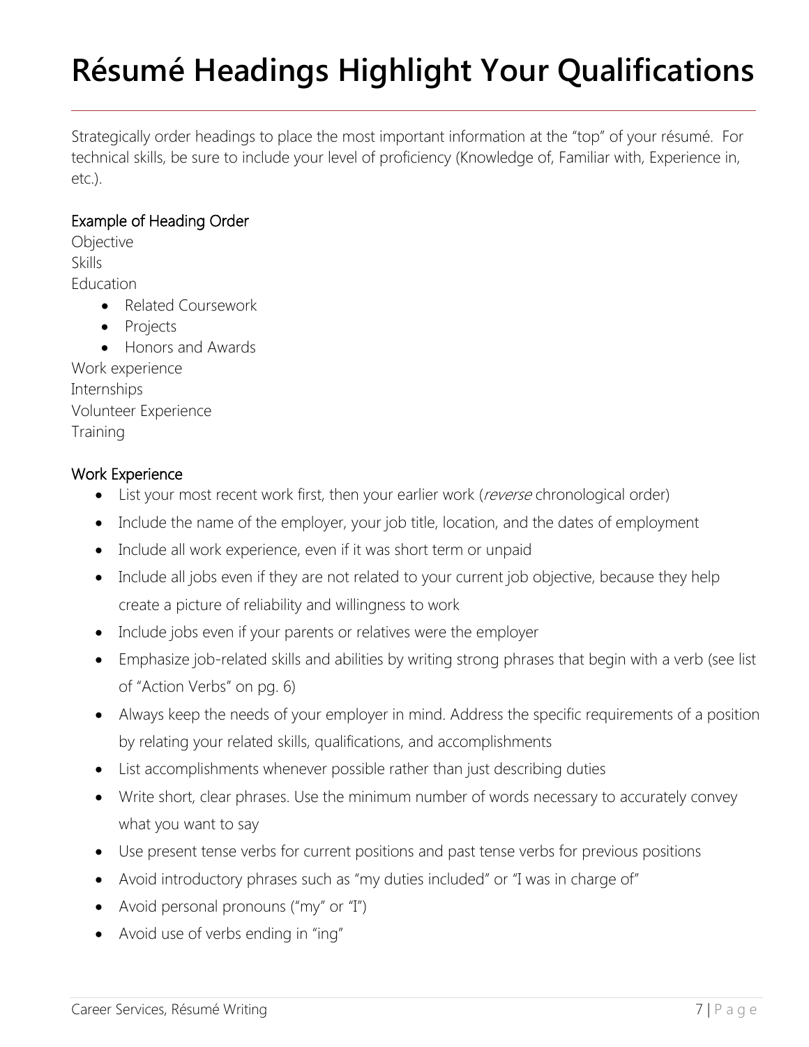# Résumé Headings Highlight Your Qualifications

Strategically order headings to place the most important information at the "top" of your résumé. For technical skills, be sure to include your level of proficiency (Knowledge of, Familiar with, Experience in, etc.).

## Example of Heading Order

Objective
Skills
Education

- Related Coursework
- Projects
- Honors and Awards

Work experience
Internships
Volunteer Experience
Training

## Work Experience

- List your most recent work first, then your earlier work (*reverse* chronological order)
- Include the name of the employer, your job title, location, and the dates of employment
- Include all work experience, even if it was short term or unpaid
- Include all jobs even if they are not related to your current job objective, because they help create a picture of reliability and willingness to work
- Include jobs even if your parents or relatives were the employer
- Emphasize job-related skills and abilities by writing strong phrases that begin with a verb (see list of "Action Verbs" on pg. 6)
- Always keep the needs of your employer in mind. Address the specific requirements of a position by relating your related skills, qualifications, and accomplishments
- List accomplishments whenever possible rather than just describing duties
- Write short, clear phrases. Use the minimum number of words necessary to accurately convey what you want to say
- Use present tense verbs for current positions and past tense verbs for previous positions
- Avoid introductory phrases such as "my duties included" or "I was in charge of"
- Avoid personal pronouns ("my" or "I")
- Avoid use of verbs ending in "ing"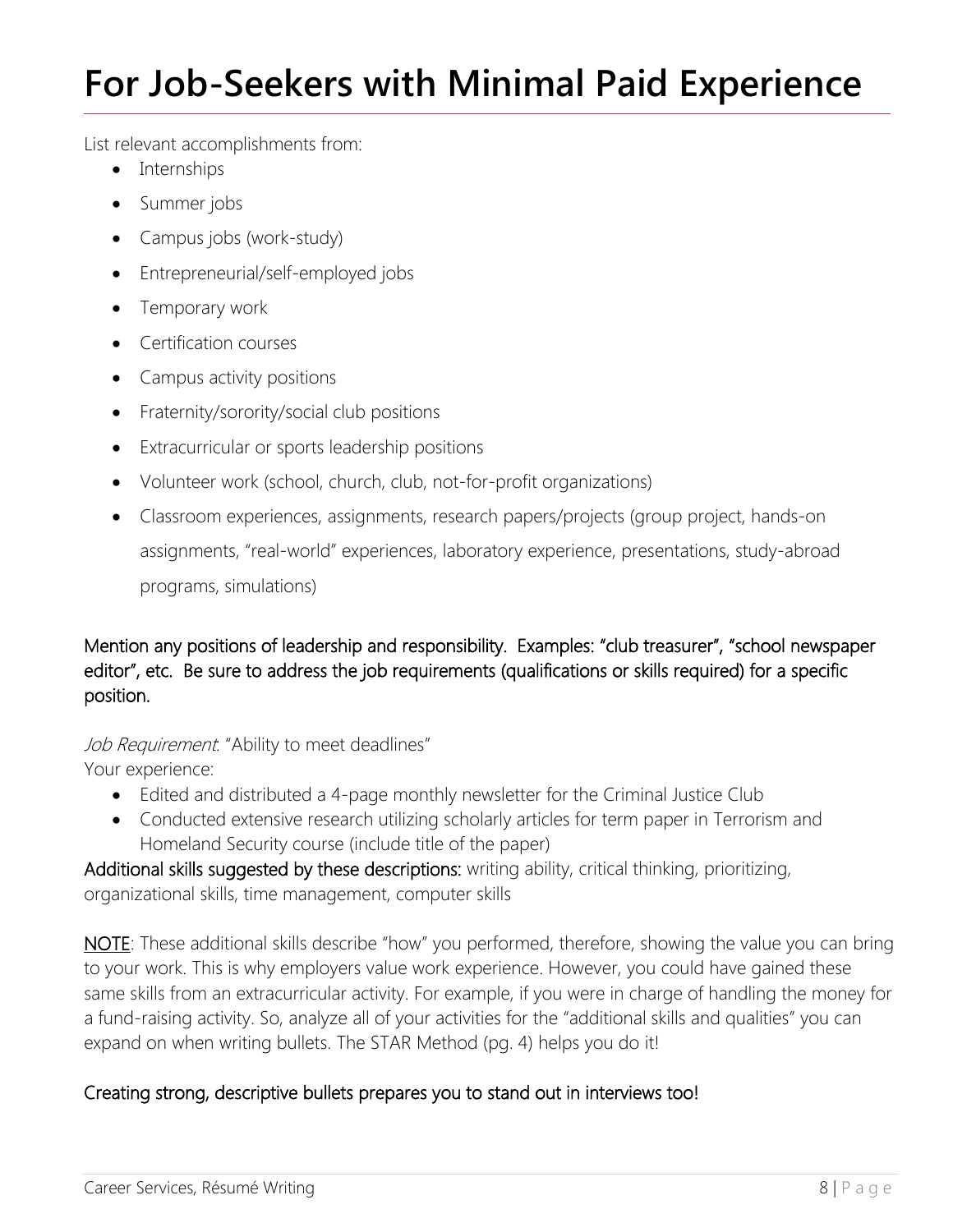# For Job-Seekers with Minimal Paid Experience

List relevant accomplishments from:

- Internships
- Summer jobs
- Campus jobs (work-study)
- Entrepreneurial/self-employed jobs
- Temporary work
- Certification courses
- Campus activity positions
- Fraternity/sorority/social club positions
- Extracurricular or sports leadership positions
- Volunteer work (school, church, club, not-for-profit organizations)
- Classroom experiences, assignments, research papers/projects (group project, hands-on assignments, "real-world" experiences, laboratory experience, presentations, study-abroad programs, simulations)

**Mention any positions of leadership and responsibility. Examples: "club treasurer", "school newspaper editor", etc. Be sure to address the job requirements (qualifications or skills required) for a specific position.**

*Job Requirement*: "Ability to meet deadlines"
Your experience:

- Edited and distributed a 4-page monthly newsletter for the Criminal Justice Club
- Conducted extensive research utilizing scholarly articles for term paper in Terrorism and Homeland Security course (include title of the paper)

**Additional skills suggested by these descriptions:** writing ability, critical thinking, prioritizing, organizational skills, time management, computer skills

<u>NOTE</u>: These additional skills describe "how" you performed, therefore, showing the value you can bring to your work. This is why employers value work experience. However, you could have gained these same skills from an extracurricular activity. For example, if you were in charge of handling the money for a fund-raising activity. So, analyze all of your activities for the "additional skills and qualities" you can expand on when writing bullets. The STAR Method (pg. 4) helps you do it!

**Creating strong, descriptive bullets prepares you to stand out in interviews too!**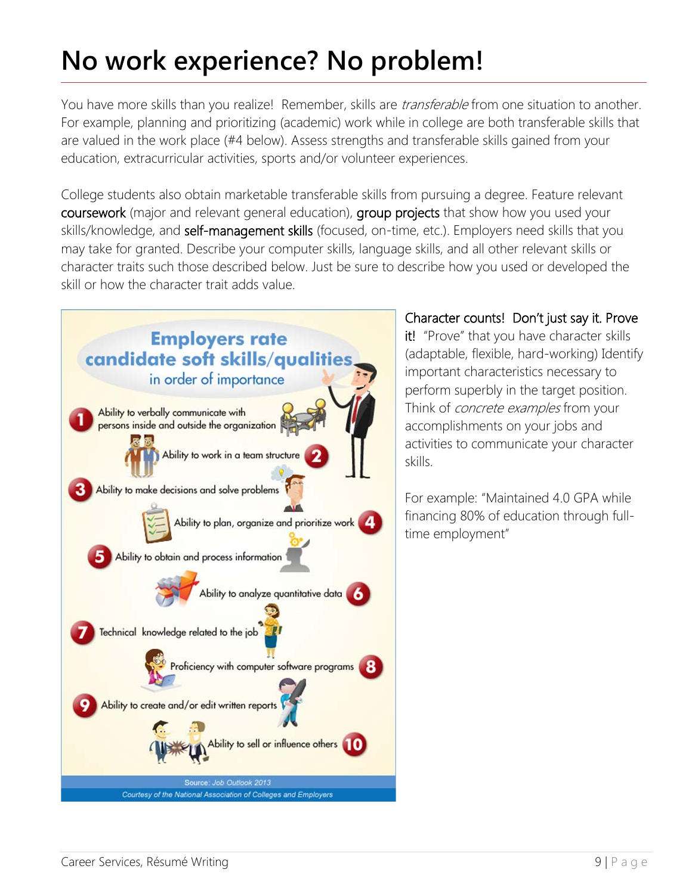# No work experience? No problem!

You have more skills than you realize! Remember, skills are *transferable* from one situation to another. For example, planning and prioritizing (academic) work while in college are both transferable skills that are valued in the work place (#4 below). Assess strengths and transferable skills gained from your education, extracurricular activities, sports and/or volunteer experiences.

College students also obtain marketable transferable skills from pursuing a degree. Feature relevant coursework (major and relevant general education), group projects that show how you used your skills/knowledge, and self-management skills (focused, on-time, etc.). Employers need skills that you may take for granted. Describe your computer skills, language skills, and all other relevant skills or character traits such those described below. Just be sure to describe how you used or developed the skill or how the character trait adds value.

**Employers rate candidate soft skills/qualities in order of importance**

1. Ability to verbally communicate with persons inside and outside the organization
2. Ability to work in a team structure
3. Ability to make decisions and solve problems
4. Ability to plan, organize and prioritize work
5. Ability to obtain and process information
6. Ability to analyze quantitative data
7. Technical knowledge related to the job
8. Proficiency with computer software programs
9. Ability to create and/or edit written reports
10. Ability to sell or influence others

Source: *Job Outlook 2013*
*Courtesy of the National Association of Colleges and Employers*

Character counts! Don't just say it. Prove it! "Prove" that you have character skills (adaptable, flexible, hard-working) Identify important characteristics necessary to perform superbly in the target position. Think of *concrete examples* from your accomplishments on your jobs and activities to communicate your character skills.

For example: "Maintained 4.0 GPA while financing 80% of education through full-time employment"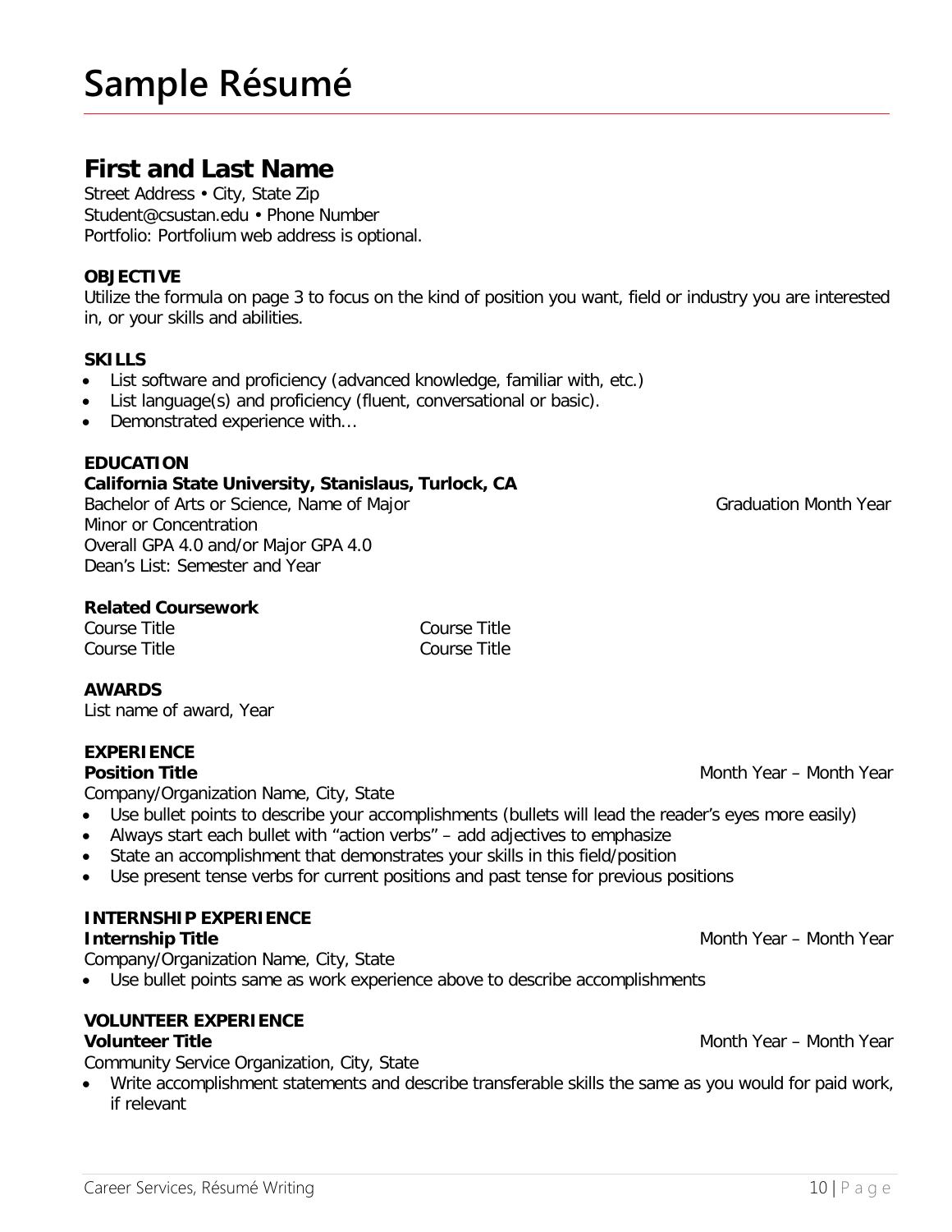# Sample Résumé

## First and Last Name

Street Address • City, State Zip
Student@csustan.edu • Phone Number
Portfolio: Portfolium web address is optional.

**OBJECTIVE**

Utilize the formula on page 3 to focus on the kind of position you want, field or industry you are interested in, or your skills and abilities.

**SKILLS**

- List software and proficiency (advanced knowledge, familiar with, etc.)
- List language(s) and proficiency (fluent, conversational or basic).
- Demonstrated experience with…

**EDUCATION**

**California State University, Stanislaus, Turlock, CA**
Bachelor of Arts or Science, Name of Major — Graduation Month Year
Minor or Concentration
Overall GPA 4.0 and/or Major GPA 4.0
Dean's List: Semester and Year

**Related Coursework**

Course Title
Course Title
Course Title
Course Title

**AWARDS**

List name of award, Year

**EXPERIENCE**

**Position Title** — Month Year – Month Year
Company/Organization Name, City, State

- Use bullet points to describe your accomplishments (bullets will lead the reader's eyes more easily)
- Always start each bullet with "action verbs" – add adjectives to emphasize
- State an accomplishment that demonstrates your skills in this field/position
- Use present tense verbs for current positions and past tense for previous positions

**INTERNSHIP EXPERIENCE**

**Internship Title** — Month Year – Month Year
Company/Organization Name, City, State

- Use bullet points same as work experience above to describe accomplishments

**VOLUNTEER EXPERIENCE**

**Volunteer Title** — Month Year – Month Year
Community Service Organization, City, State

- Write accomplishment statements and describe transferable skills the same as you would for paid work, if relevant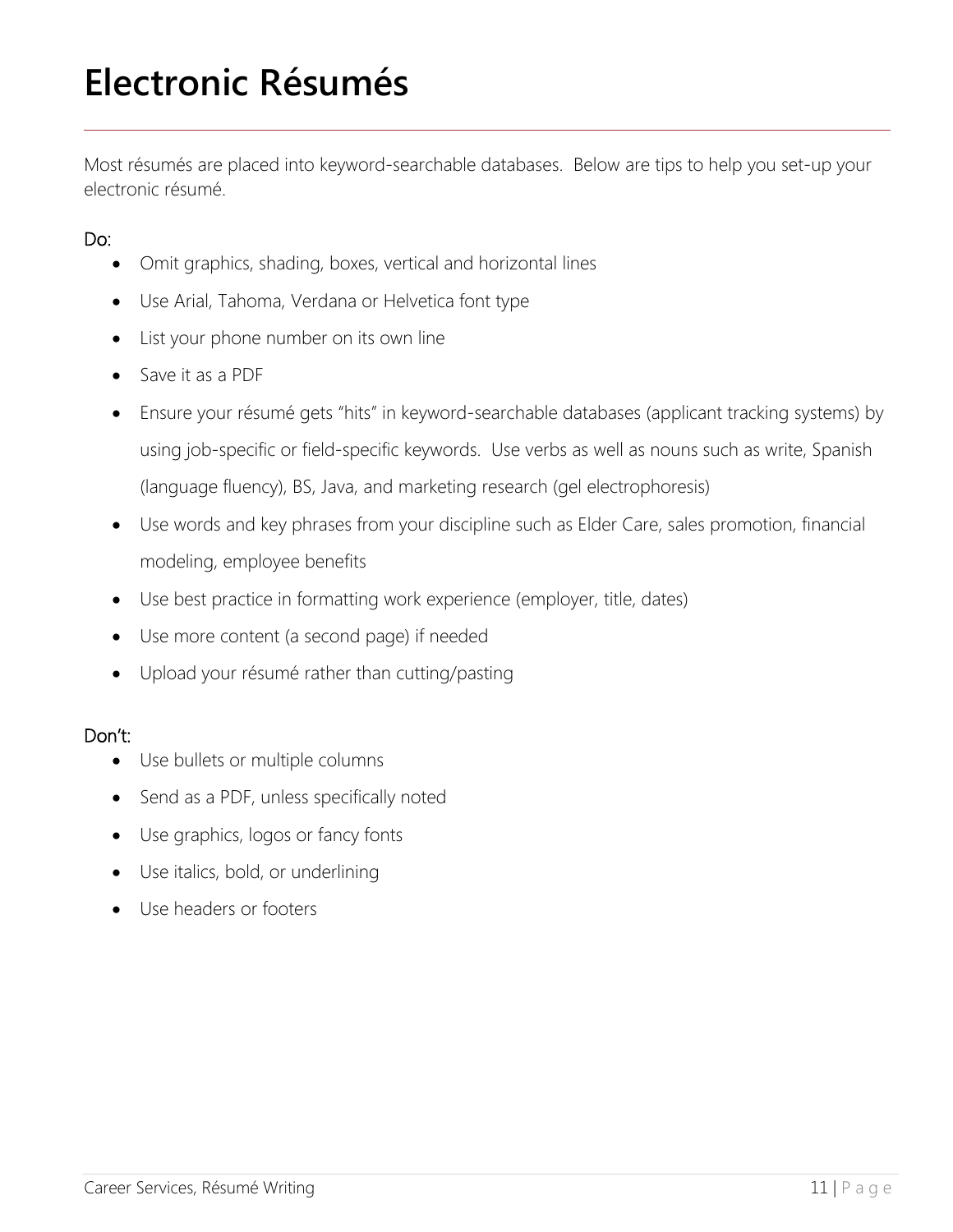# Electronic Résumés

Most résumés are placed into keyword-searchable databases. Below are tips to help you set-up your electronic résumé.

Do:

- Omit graphics, shading, boxes, vertical and horizontal lines
- Use Arial, Tahoma, Verdana or Helvetica font type
- List your phone number on its own line
- Save it as a PDF
- Ensure your résumé gets "hits" in keyword-searchable databases (applicant tracking systems) by using job-specific or field-specific keywords. Use verbs as well as nouns such as write, Spanish (language fluency), BS, Java, and marketing research (gel electrophoresis)
- Use words and key phrases from your discipline such as Elder Care, sales promotion, financial modeling, employee benefits
- Use best practice in formatting work experience (employer, title, dates)
- Use more content (a second page) if needed
- Upload your résumé rather than cutting/pasting

Don't:

- Use bullets or multiple columns
- Send as a PDF, unless specifically noted
- Use graphics, logos or fancy fonts
- Use italics, bold, or underlining
- Use headers or footers